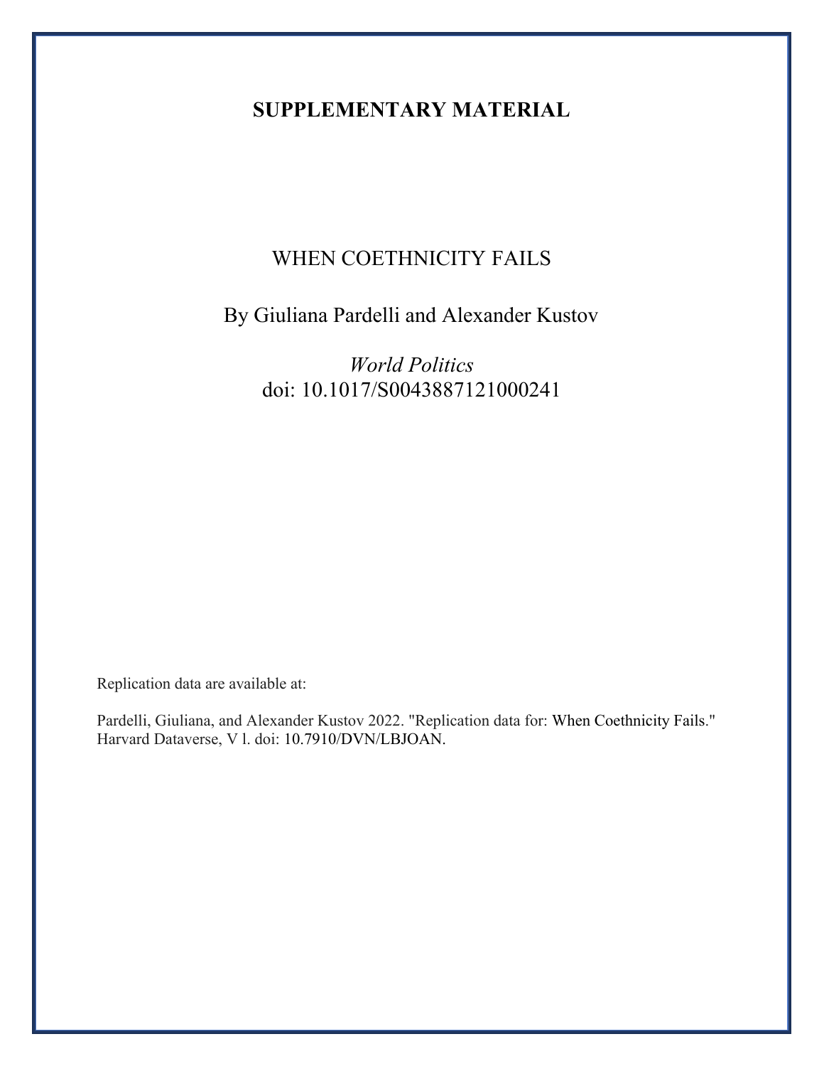# SUPPLEMENTARY MATERIAL

WHEN COETHNICITY FAILS

By Giuliana Pardelli and Alexander Kustov

*World Politics*
doi: 10.1017/S0043887121000241

Replication data are available at:

Pardelli, Giuliana, and Alexander Kustov 2022. "Replication data for: When Coethnicity Fails." Harvard Dataverse, V l. doi: 10.7910/DVN/LBJOAN.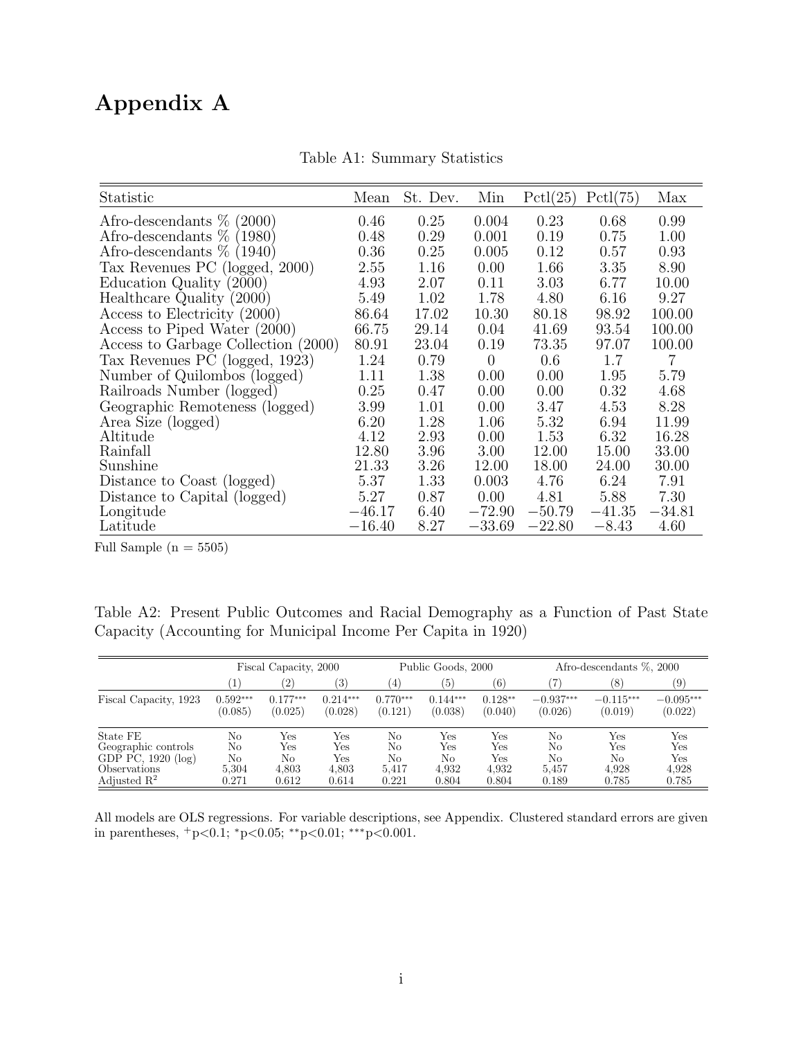# Appendix A

Table A1: Summary Statistics

| Statistic | Mean | St. Dev. | Min | Pctl(25) | Pctl(75) | Max |
|---|---|---|---|---|---|---|
| Afro-descendants % (2000) | 0.46 | 0.25 | 0.004 | 0.23 | 0.68 | 0.99 |
| Afro-descendants % (1980) | 0.48 | 0.29 | 0.001 | 0.19 | 0.75 | 1.00 |
| Afro-descendants % (1940) | 0.36 | 0.25 | 0.005 | 0.12 | 0.57 | 0.93 |
| Tax Revenues PC (logged, 2000) | 2.55 | 1.16 | 0.00 | 1.66 | 3.35 | 8.90 |
| Education Quality (2000) | 4.93 | 2.07 | 0.11 | 3.03 | 6.77 | 10.00 |
| Healthcare Quality (2000) | 5.49 | 1.02 | 1.78 | 4.80 | 6.16 | 9.27 |
| Access to Electricity (2000) | 86.64 | 17.02 | 10.30 | 80.18 | 98.92 | 100.00 |
| Access to Piped Water (2000) | 66.75 | 29.14 | 0.04 | 41.69 | 93.54 | 100.00 |
| Access to Garbage Collection (2000) | 80.91 | 23.04 | 0.19 | 73.35 | 97.07 | 100.00 |
| Tax Revenues PC (logged, 1923) | 1.24 | 0.79 | 0 | 0.6 | 1.7 | 7 |
| Number of Quilombos (logged) | 1.11 | 1.38 | 0.00 | 0.00 | 1.95 | 5.79 |
| Railroads Number (logged) | 0.25 | 0.47 | 0.00 | 0.00 | 0.32 | 4.68 |
| Geographic Remoteness (logged) | 3.99 | 1.01 | 0.00 | 3.47 | 4.53 | 8.28 |
| Area Size (logged) | 6.20 | 1.28 | 1.06 | 5.32 | 6.94 | 11.99 |
| Altitude | 4.12 | 2.93 | 0.00 | 1.53 | 6.32 | 16.28 |
| Rainfall | 12.80 | 3.96 | 3.00 | 12.00 | 15.00 | 33.00 |
| Sunshine | 21.33 | 3.26 | 12.00 | 18.00 | 24.00 | 30.00 |
| Distance to Coast (logged) | 5.37 | 1.33 | 0.003 | 4.76 | 6.24 | 7.91 |
| Distance to Capital (logged) | 5.27 | 0.87 | 0.00 | 4.81 | 5.88 | 7.30 |
| Longitude | −46.17 | 6.40 | −72.90 | −50.79 | −41.35 | −34.81 |
| Latitude | −16.40 | 8.27 | −33.69 | −22.80 | −8.43 | 4.60 |

Full Sample (n = 5505)

Table A2: Present Public Outcomes and Racial Demography as a Function of Past State Capacity (Accounting for Municipal Income Per Capita in 1920)

| | Fiscal Capacity, 2000 | | | Public Goods, 2000 | | | Afro-descendants %, 2000 | | |
|---|---|---|---|---|---|---|---|---|---|
| | (1) | (2) | (3) | (4) | (5) | (6) | (7) | (8) | (9) |
| Fiscal Capacity, 1923 | 0.592*** | 0.177*** | 0.214*** | 0.770*** | 0.144*** | 0.128** | −0.937*** | −0.115*** | −0.095*** |
| | (0.085) | (0.025) | (0.028) | (0.121) | (0.038) | (0.040) | (0.026) | (0.019) | (0.022) |
| State FE | No | Yes | Yes | No | Yes | Yes | No | Yes | Yes |
| Geographic controls | No | Yes | Yes | No | Yes | Yes | No | Yes | Yes |
| GDP PC, 1920 (log) | No | No | Yes | No | No | Yes | No | No | Yes |
| Observations | 5,304 | 4,803 | 4,803 | 5,417 | 4,932 | 4,932 | 5,457 | 4,928 | 4,928 |
| Adjusted $R^2$ | 0.271 | 0.612 | 0.614 | 0.221 | 0.804 | 0.804 | 0.189 | 0.785 | 0.785 |

All models are OLS regressions. For variable descriptions, see Appendix. Clustered standard errors are given in parentheses, $^{+}p<0.1$; $^{*}p<0.05$; $^{**}p<0.01$; $^{***}p<0.001$.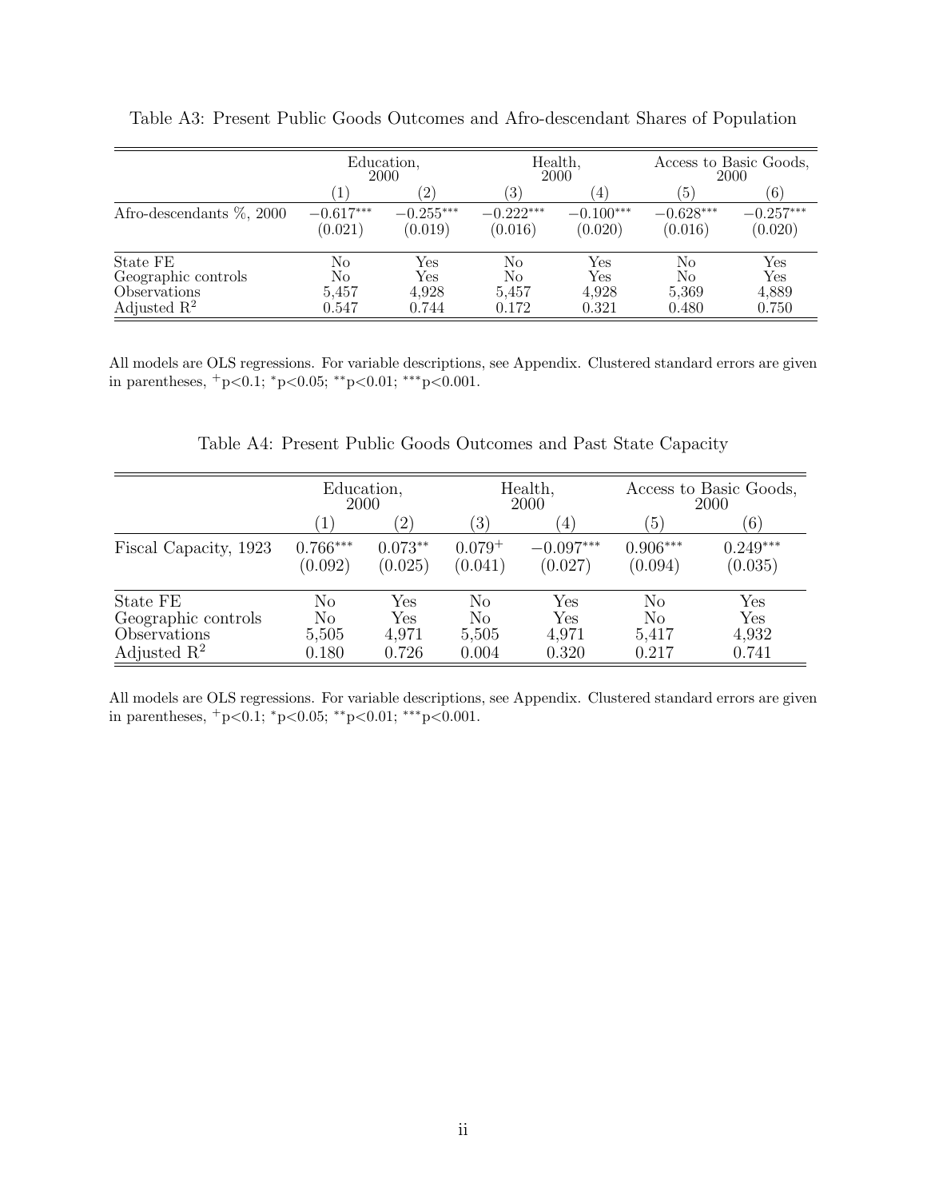Table A3: Present Public Goods Outcomes and Afro-descendant Shares of Population

| | Education, 2000 | | Health, 2000 | | Access to Basic Goods, 2000 | |
|---|---|---|---|---|---|---|
| | (1) | (2) | (3) | (4) | (5) | (6) |
| Afro-descendants %, 2000 | $-0.617^{***}$ | $-0.255^{***}$ | $-0.222^{***}$ | $-0.100^{***}$ | $-0.628^{***}$ | $-0.257^{***}$ |
| | (0.021) | (0.019) | (0.016) | (0.020) | (0.016) | (0.020) |
| State FE | No | Yes | No | Yes | No | Yes |
| Geographic controls | No | Yes | No | Yes | No | Yes |
| Observations | 5,457 | 4,928 | 5,457 | 4,928 | 5,369 | 4,889 |
| Adjusted $R^2$ | 0.547 | 0.744 | 0.172 | 0.321 | 0.480 | 0.750 |

All models are OLS regressions. For variable descriptions, see Appendix. Clustered standard errors are given in parentheses, $^{+}p<0.1$; $^{*}p<0.05$; $^{**}p<0.01$; $^{***}p<0.001$.

Table A4: Present Public Goods Outcomes and Past State Capacity

| | Education, 2000 | | Health, 2000 | | Access to Basic Goods, 2000 | |
|---|---|---|---|---|---|---|
| | (1) | (2) | (3) | (4) | (5) | (6) |
| Fiscal Capacity, 1923 | $0.766^{***}$ | $0.073^{**}$ | $0.079^{+}$ | $-0.097^{***}$ | $0.906^{***}$ | $0.249^{***}$ |
| | (0.092) | (0.025) | (0.041) | (0.027) | (0.094) | (0.035) |
| State FE | No | Yes | No | Yes | No | Yes |
| Geographic controls | No | Yes | No | Yes | No | Yes |
| Observations | 5,505 | 4,971 | 5,505 | 4,971 | 5,417 | 4,932 |
| Adjusted $R^2$ | 0.180 | 0.726 | 0.004 | 0.320 | 0.217 | 0.741 |

All models are OLS regressions. For variable descriptions, see Appendix. Clustered standard errors are given in parentheses, $^{+}p<0.1$; $^{*}p<0.05$; $^{**}p<0.01$; $^{***}p<0.001$.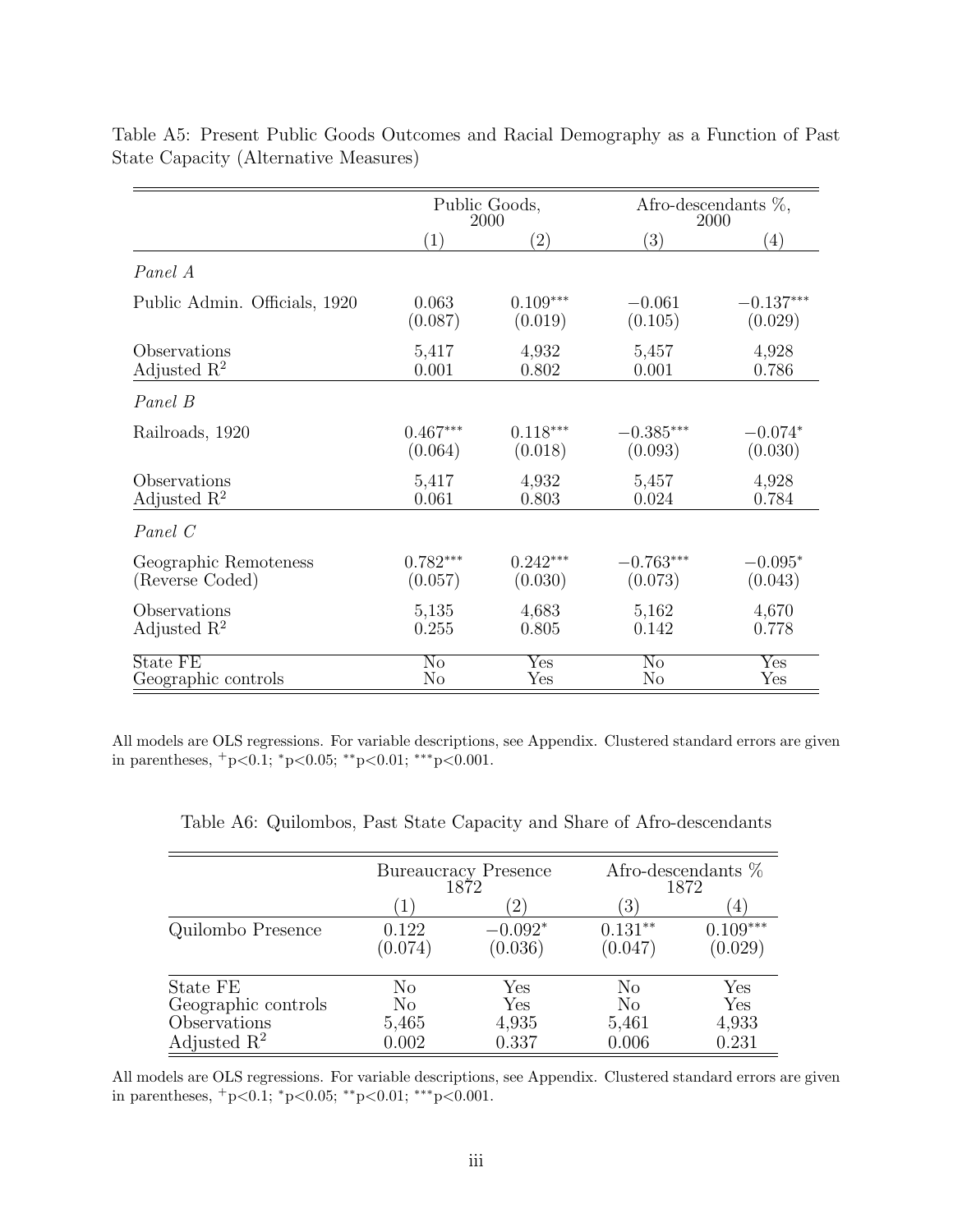Table A5: Present Public Goods Outcomes and Racial Demography as a Function of Past State Capacity (Alternative Measures)

| | Public Goods, 2000 | | Afro-descendants %, 2000 | |
|---|---|---|---|---|
| | (1) | (2) | (3) | (4) |
| *Panel A* | | | | |
| Public Admin. Officials, 1920 | 0.063 | $0.109^{***}$ | $-0.061$ | $-0.137^{***}$ |
| | (0.087) | (0.019) | (0.105) | (0.029) |
| Observations | 5,417 | 4,932 | 5,457 | 4,928 |
| Adjusted $R^2$ | 0.001 | 0.802 | 0.001 | 0.786 |
| *Panel B* | | | | |
| Railroads, 1920 | $0.467^{***}$ | $0.118^{***}$ | $-0.385^{***}$ | $-0.074^{*}$ |
| | (0.064) | (0.018) | (0.093) | (0.030) |
| Observations | 5,417 | 4,932 | 5,457 | 4,928 |
| Adjusted $R^2$ | 0.061 | 0.803 | 0.024 | 0.784 |
| *Panel C* | | | | |
| Geographic Remoteness (Reverse Coded) | $0.782^{***}$ | $0.242^{***}$ | $-0.763^{***}$ | $-0.095^{*}$ |
| | (0.057) | (0.030) | (0.073) | (0.043) |
| Observations | 5,135 | 4,683 | 5,162 | 4,670 |
| Adjusted $R^2$ | 0.255 | 0.805 | 0.142 | 0.778 |
| State FE | No | Yes | No | Yes |
| Geographic controls | No | Yes | No | Yes |

All models are OLS regressions. For variable descriptions, see Appendix. Clustered standard errors are given in parentheses, $^{+}$p<0.1; $^{*}$p<0.05; $^{**}$p<0.01; $^{***}$p<0.001.

Table A6: Quilombos, Past State Capacity and Share of Afro-descendants

| | Bureaucracy Presence 1872 | | Afro-descendants % 1872 | |
|---|---|---|---|---|
| | (1) | (2) | (3) | (4) |
| Quilombo Presence | 0.122 | $-0.092^{*}$ | $0.131^{**}$ | $0.109^{***}$ |
| | (0.074) | (0.036) | (0.047) | (0.029) |
| State FE | No | Yes | No | Yes |
| Geographic controls | No | Yes | No | Yes |
| Observations | 5,465 | 4,935 | 5,461 | 4,933 |
| Adjusted $R^2$ | 0.002 | 0.337 | 0.006 | 0.231 |

All models are OLS regressions. For variable descriptions, see Appendix. Clustered standard errors are given in parentheses, $^{+}$p<0.1; $^{*}$p<0.05; $^{**}$p<0.01; $^{***}$p<0.001.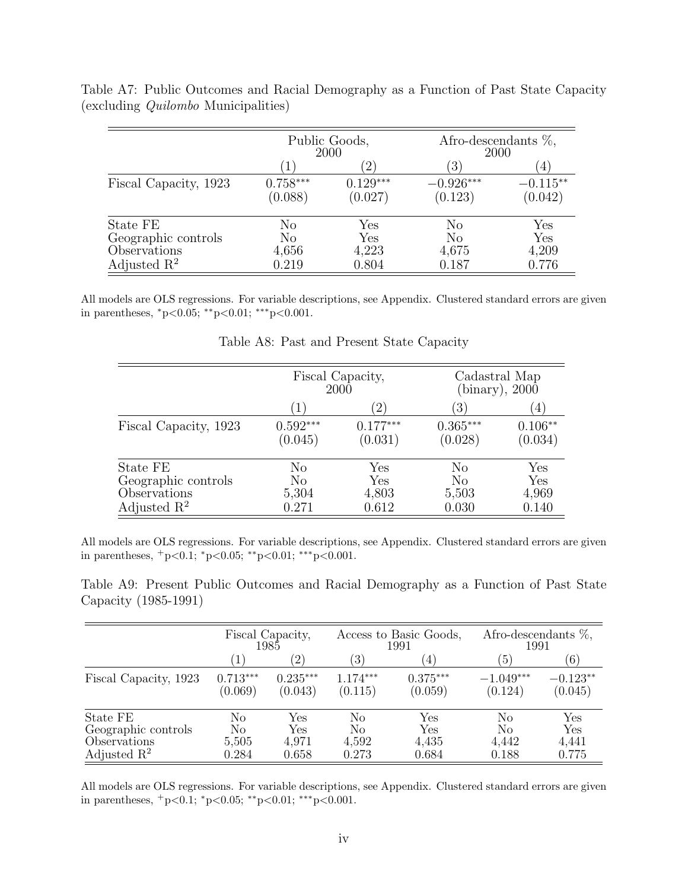Table A7: Public Outcomes and Racial Demography as a Function of Past State Capacity (excluding *Quilombo* Municipalities)

| | Public Goods, 2000 | | Afro-descendants %, 2000 | |
|---|---|---|---|---|
| | (1) | (2) | (3) | (4) |
| Fiscal Capacity, 1923 | $0.758^{***}$ | $0.129^{***}$ | $-0.926^{***}$ | $-0.115^{**}$ |
| | (0.088) | (0.027) | (0.123) | (0.042) |
| State FE | No | Yes | No | Yes |
| Geographic controls | No | Yes | No | Yes |
| Observations | 4,656 | 4,223 | 4,675 | 4,209 |
| Adjusted $R^2$ | 0.219 | 0.804 | 0.187 | 0.776 |

All models are OLS regressions. For variable descriptions, see Appendix. Clustered standard errors are given in parentheses, $^{*}$p<0.05; $^{**}$p<0.01; $^{***}$p<0.001.

Table A8: Past and Present State Capacity

| | Fiscal Capacity, 2000 | | Cadastral Map (binary), 2000 | |
|---|---|---|---|---|
| | (1) | (2) | (3) | (4) |
| Fiscal Capacity, 1923 | $0.592^{***}$ | $0.177^{***}$ | $0.365^{***}$ | $0.106^{**}$ |
| | (0.045) | (0.031) | (0.028) | (0.034) |
| State FE | No | Yes | No | Yes |
| Geographic controls | No | Yes | No | Yes |
| Observations | 5,304 | 4,803 | 5,503 | 4,969 |
| Adjusted $R^2$ | 0.271 | 0.612 | 0.030 | 0.140 |

All models are OLS regressions. For variable descriptions, see Appendix. Clustered standard errors are given in parentheses, $^{+}$p<0.1; $^{*}$p<0.05; $^{**}$p<0.01; $^{***}$p<0.001.

Table A9: Present Public Outcomes and Racial Demography as a Function of Past State Capacity (1985-1991)

| | Fiscal Capacity, 1985 | | Access to Basic Goods, 1991 | | Afro-descendants %, 1991 | |
|---|---|---|---|---|---|---|
| | (1) | (2) | (3) | (4) | (5) | (6) |
| Fiscal Capacity, 1923 | $0.713^{***}$ | $0.235^{***}$ | $1.174^{***}$ | $0.375^{***}$ | $-1.049^{***}$ | $-0.123^{**}$ |
| | (0.069) | (0.043) | (0.115) | (0.059) | (0.124) | (0.045) |
| State FE | No | Yes | No | Yes | No | Yes |
| Geographic controls | No | Yes | No | Yes | No | Yes |
| Observations | 5,505 | 4,971 | 4,592 | 4,435 | 4,442 | 4,441 |
| Adjusted $R^2$ | 0.284 | 0.658 | 0.273 | 0.684 | 0.188 | 0.775 |

All models are OLS regressions. For variable descriptions, see Appendix. Clustered standard errors are given in parentheses, $^{+}$p<0.1; $^{*}$p<0.05; $^{**}$p<0.01; $^{***}$p<0.001.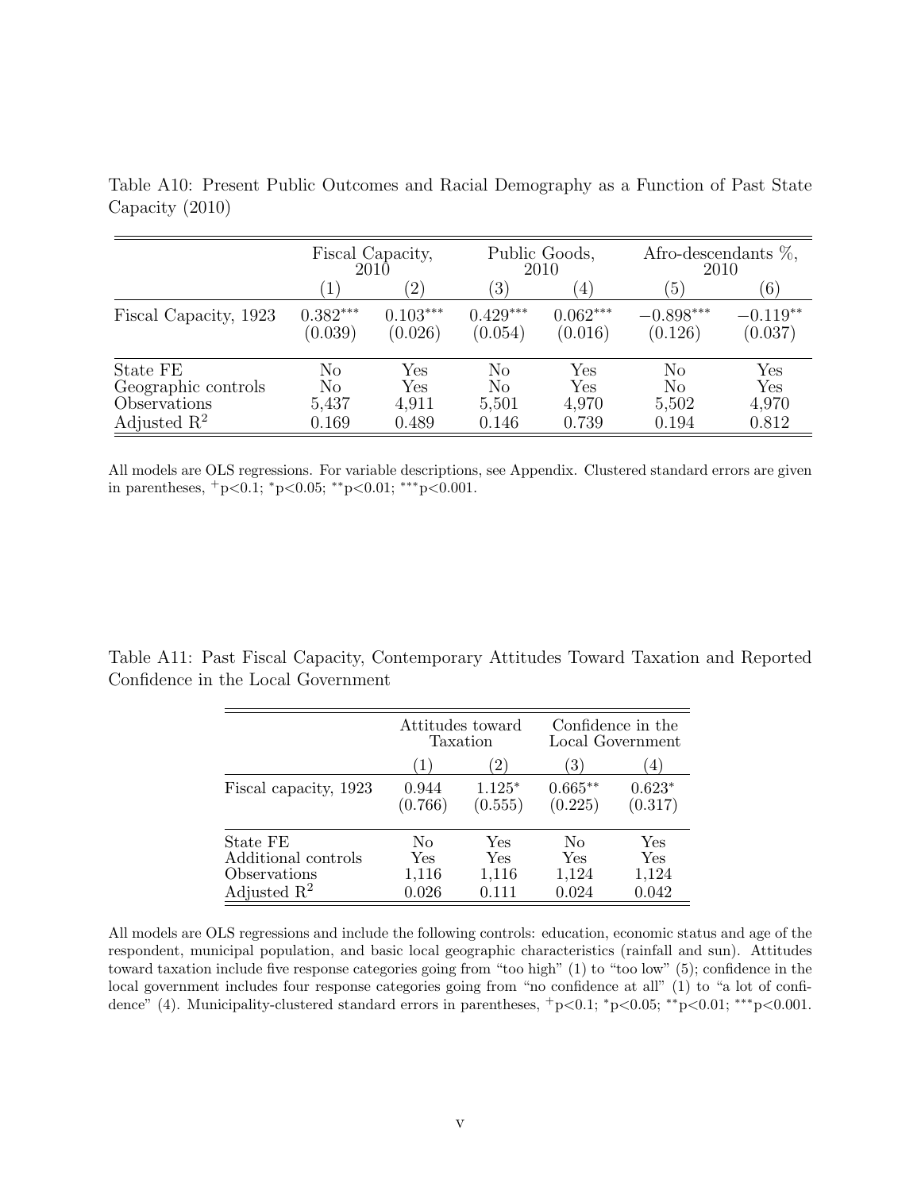Table A10: Present Public Outcomes and Racial Demography as a Function of Past State Capacity (2010)

| | Fiscal Capacity, 2010 | | Public Goods, 2010 | | Afro-descendants %, 2010 | |
|---|---|---|---|---|---|---|
| | (1) | (2) | (3) | (4) | (5) | (6) |
| Fiscal Capacity, 1923 | $0.382^{***}$ | $0.103^{***}$ | $0.429^{***}$ | $0.062^{***}$ | $-0.898^{***}$ | $-0.119^{**}$ |
| | (0.039) | (0.026) | (0.054) | (0.016) | (0.126) | (0.037) |
| State FE | No | Yes | No | Yes | No | Yes |
| Geographic controls | No | Yes | No | Yes | No | Yes |
| Observations | 5,437 | 4,911 | 5,501 | 4,970 | 5,502 | 4,970 |
| Adjusted $R^2$ | 0.169 | 0.489 | 0.146 | 0.739 | 0.194 | 0.812 |

All models are OLS regressions. For variable descriptions, see Appendix. Clustered standard errors are given in parentheses, $^{+}p<0.1$; $^{*}p<0.05$; $^{**}p<0.01$; $^{***}p<0.001$.

Table A11: Past Fiscal Capacity, Contemporary Attitudes Toward Taxation and Reported Confidence in the Local Government

| | Attitudes toward Taxation | | Confidence in the Local Government | |
|---|---|---|---|---|
| | (1) | (2) | (3) | (4) |
| Fiscal capacity, 1923 | 0.944 | $1.125^{*}$ | $0.665^{**}$ | $0.623^{*}$ |
| | (0.766) | (0.555) | (0.225) | (0.317) |
| State FE | No | Yes | No | Yes |
| Additional controls | Yes | Yes | Yes | Yes |
| Observations | 1,116 | 1,116 | 1,124 | 1,124 |
| Adjusted $R^2$ | 0.026 | 0.111 | 0.024 | 0.042 |

All models are OLS regressions and include the following controls: education, economic status and age of the respondent, municipal population, and basic local geographic characteristics (rainfall and sun). Attitudes toward taxation include five response categories going from "too high" (1) to "too low" (5); confidence in the local government includes four response categories going from "no confidence at all" (1) to "a lot of confidence" (4). Municipality-clustered standard errors in parentheses, $^{+}p<0.1$; $^{*}p<0.05$; $^{**}p<0.01$; $^{***}p<0.001$.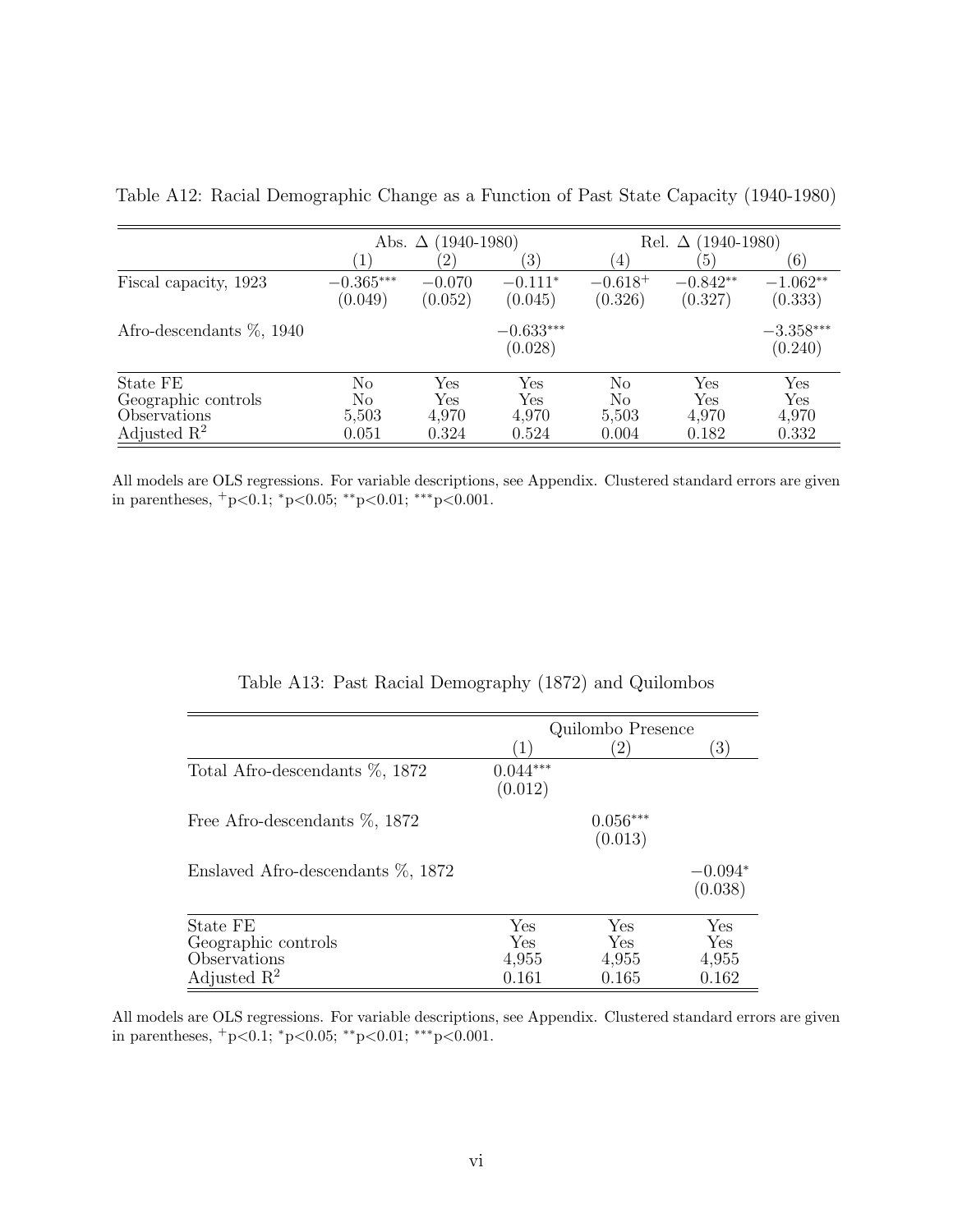Table A12: Racial Demographic Change as a Function of Past State Capacity (1940-1980)

| | Abs. Δ (1940-1980) | | | Rel. Δ (1940-1980) | | |
|---|---|---|---|---|---|---|
| | (1) | (2) | (3) | (4) | (5) | (6) |
| Fiscal capacity, 1923 | $-0.365^{***}$ | $-0.070$ | $-0.111^{*}$ | $-0.618^{+}$ | $-0.842^{**}$ | $-1.062^{**}$ |
| | (0.049) | (0.052) | (0.045) | (0.326) | (0.327) | (0.333) |
| Afro-descendants %, 1940 | | | $-0.633^{***}$ | | | $-3.358^{***}$ |
| | | | (0.028) | | | (0.240) |
| State FE | No | Yes | Yes | No | Yes | Yes |
| Geographic controls | No | Yes | Yes | No | Yes | Yes |
| Observations | 5,503 | 4,970 | 4,970 | 5,503 | 4,970 | 4,970 |
| Adjusted $R^2$ | 0.051 | 0.324 | 0.524 | 0.004 | 0.182 | 0.332 |

All models are OLS regressions. For variable descriptions, see Appendix. Clustered standard errors are given in parentheses, $^{+}$p<0.1; $^{*}$p<0.05; $^{**}$p<0.01; $^{***}$p<0.001.

Table A13: Past Racial Demography (1872) and Quilombos

| | Quilombo Presence | | |
|---|---|---|---|
| | (1) | (2) | (3) |
| Total Afro-descendants %, 1872 | $0.044^{***}$ | | |
| | (0.012) | | |
| Free Afro-descendants %, 1872 | | $0.056^{***}$ | |
| | | (0.013) | |
| Enslaved Afro-descendants %, 1872 | | | $-0.094^{*}$ |
| | | | (0.038) |
| State FE | Yes | Yes | Yes |
| Geographic controls | Yes | Yes | Yes |
| Observations | 4,955 | 4,955 | 4,955 |
| Adjusted $R^2$ | 0.161 | 0.165 | 0.162 |

All models are OLS regressions. For variable descriptions, see Appendix. Clustered standard errors are given in parentheses, $^{+}$p<0.1; $^{*}$p<0.05; $^{**}$p<0.01; $^{***}$p<0.001.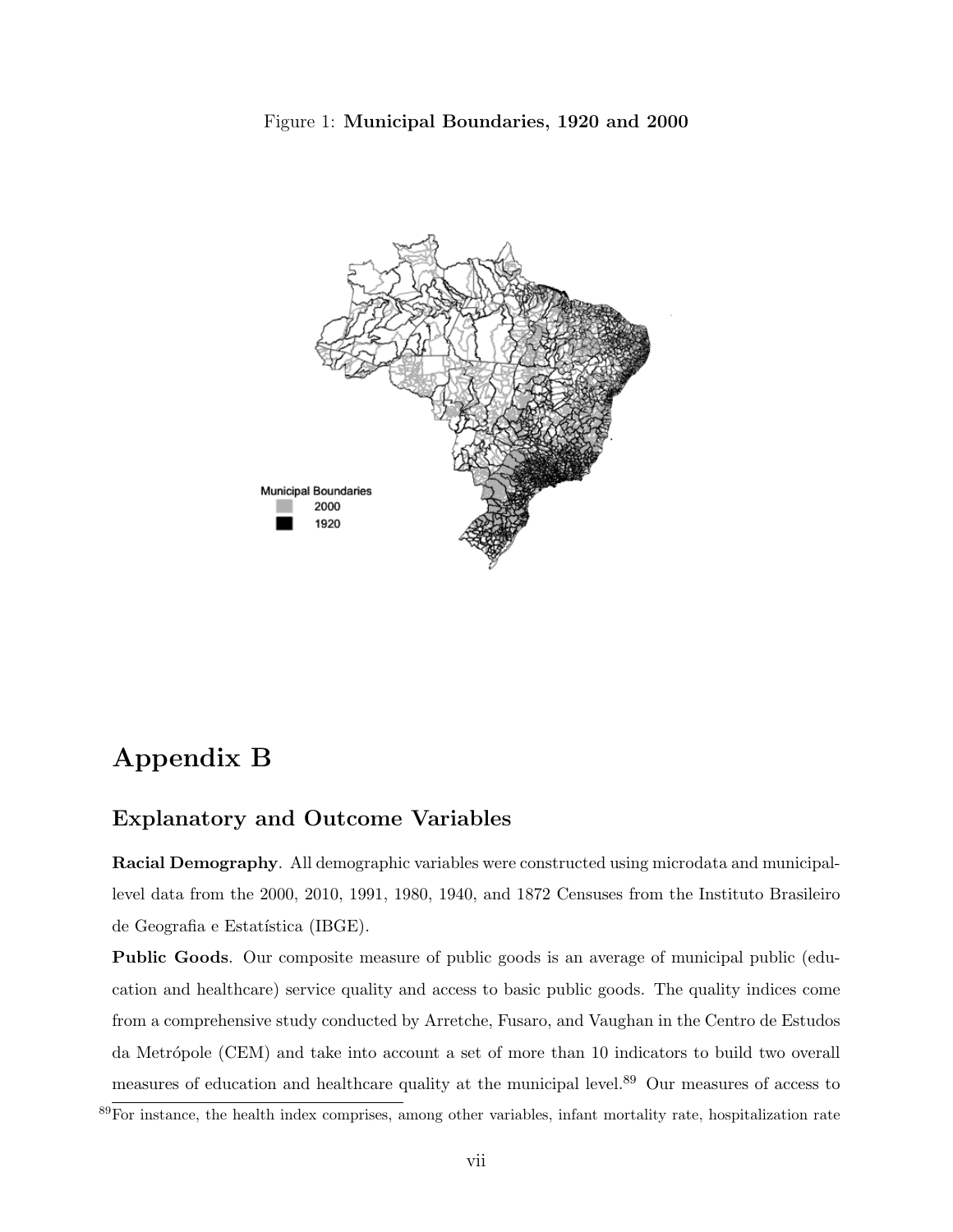Figure 1: **Municipal Boundaries, 1920 and 2000**

# Appendix B

## Explanatory and Outcome Variables

**Racial Demography**. All demographic variables were constructed using microdata and municipal-level data from the 2000, 2010, 1991, 1980, 1940, and 1872 Censuses from the Instituto Brasileiro de Geografia e Estatística (IBGE).

**Public Goods**. Our composite measure of public goods is an average of municipal public (education and healthcare) service quality and access to basic public goods. The quality indices come from a comprehensive study conducted by Arretche, Fusaro, and Vaughan in the Centro de Estudos da Metrópole (CEM) and take into account a set of more than 10 indicators to build two overall measures of education and healthcare quality at the municipal level.[89] Our measures of access to

[89] For instance, the health index comprises, among other variables, infant mortality rate, hospitalization rate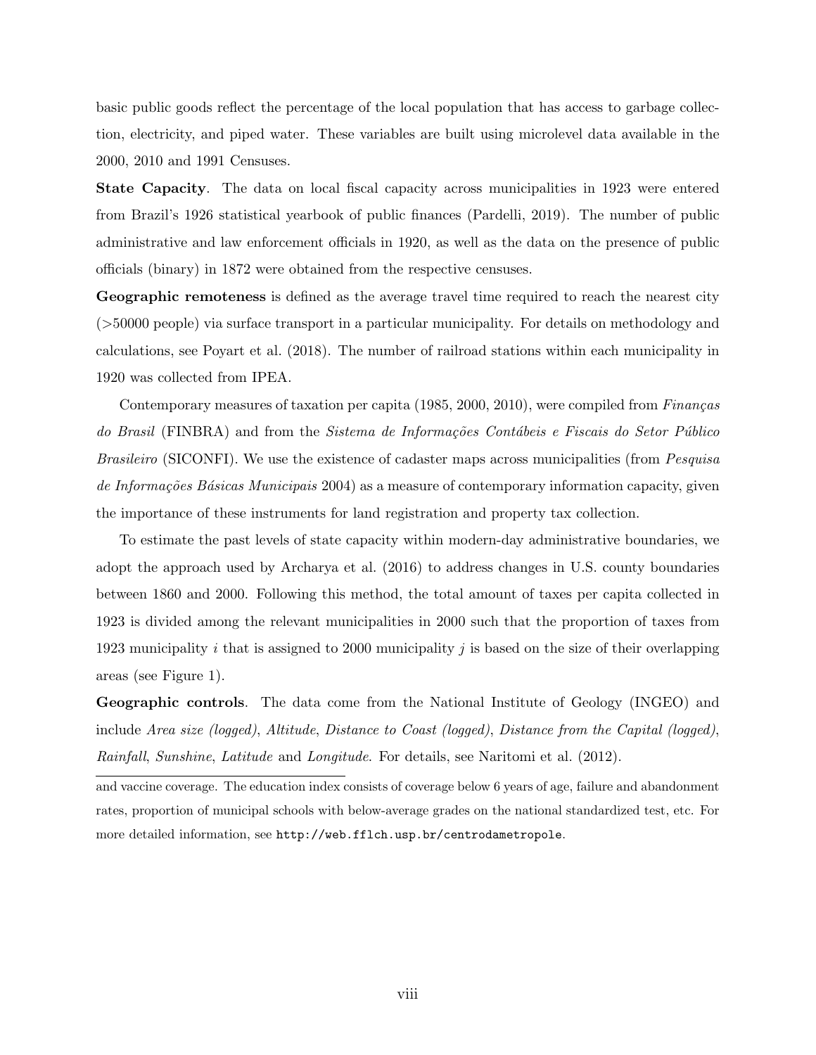basic public goods reflect the percentage of the local population that has access to garbage collection, electricity, and piped water. These variables are built using microlevel data available in the 2000, 2010 and 1991 Censuses.

**State Capacity**. The data on local fiscal capacity across municipalities in 1923 were entered from Brazil's 1926 statistical yearbook of public finances (Pardelli, 2019). The number of public administrative and law enforcement officials in 1920, as well as the data on the presence of public officials (binary) in 1872 were obtained from the respective censuses.

**Geographic remoteness** is defined as the average travel time required to reach the nearest city (>50000 people) via surface transport in a particular municipality. For details on methodology and calculations, see Poyart et al. (2018). The number of railroad stations within each municipality in 1920 was collected from IPEA.

Contemporary measures of taxation per capita (1985, 2000, 2010), were compiled from *Finanças do Brasil* (FINBRA) and from the *Sistema de Informações Contábeis e Fiscais do Setor Público Brasileiro* (SICONFI). We use the existence of cadaster maps across municipalities (from *Pesquisa de Informações Básicas Municipais* 2004) as a measure of contemporary information capacity, given the importance of these instruments for land registration and property tax collection.

To estimate the past levels of state capacity within modern-day administrative boundaries, we adopt the approach used by Archarya et al. (2016) to address changes in U.S. county boundaries between 1860 and 2000. Following this method, the total amount of taxes per capita collected in 1923 is divided among the relevant municipalities in 2000 such that the proportion of taxes from 1923 municipality $i$ that is assigned to 2000 municipality $j$ is based on the size of their overlapping areas (see Figure 1).

**Geographic controls**. The data come from the National Institute of Geology (INGEO) and include *Area size (logged)*, *Altitude*, *Distance to Coast (logged)*, *Distance from the Capital (logged)*, *Rainfall*, *Sunshine*, *Latitude* and *Longitude*. For details, see Naritomi et al. (2012).

---

and vaccine coverage. The education index consists of coverage below 6 years of age, failure and abandonment rates, proportion of municipal schools with below-average grades on the national standardized test, etc. For more detailed information, see `http://web.fflch.usp.br/centrodametropole`.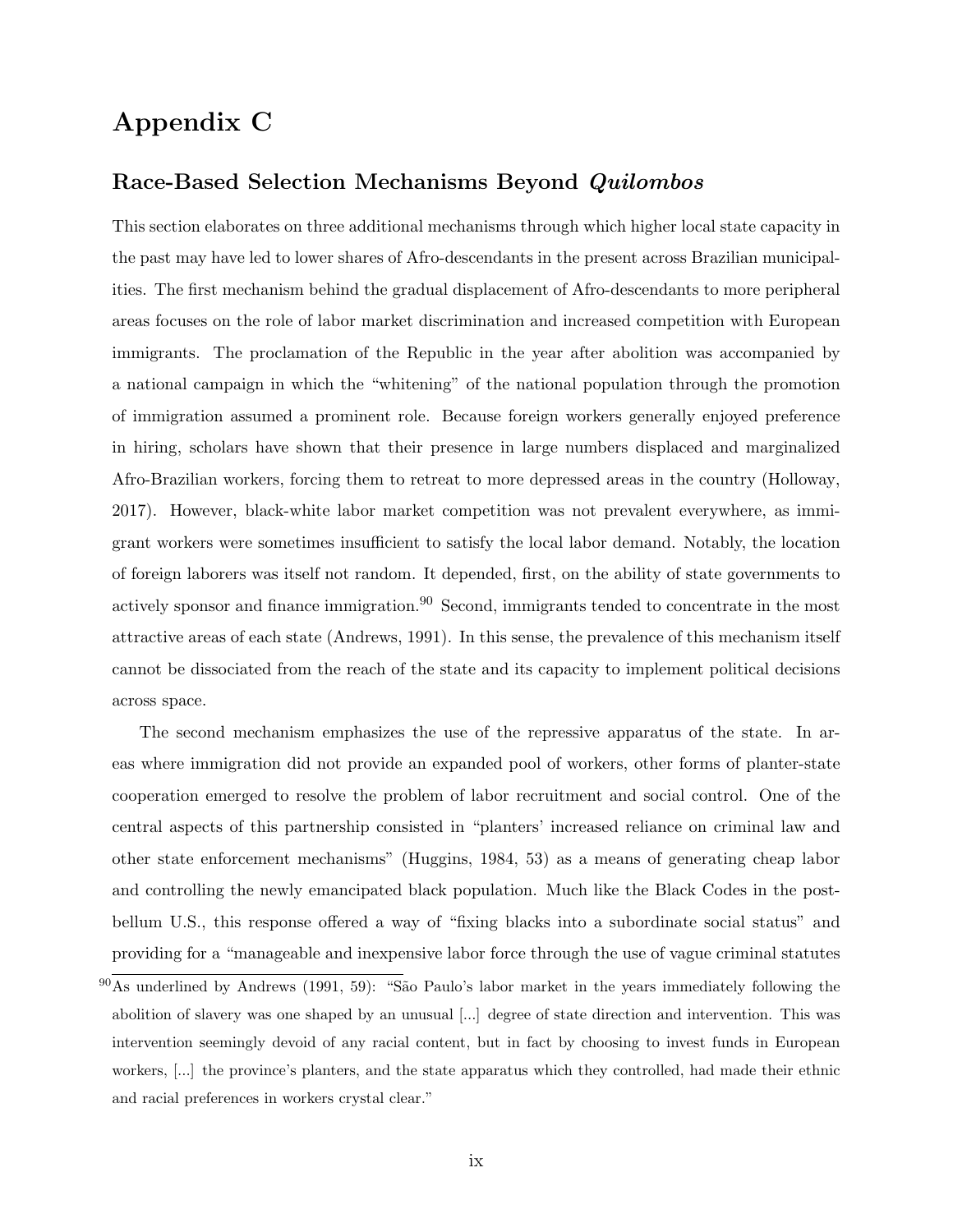# Appendix C

## Race-Based Selection Mechanisms Beyond *Quilombos*

This section elaborates on three additional mechanisms through which higher local state capacity in the past may have led to lower shares of Afro-descendants in the present across Brazilian municipalities. The first mechanism behind the gradual displacement of Afro-descendants to more peripheral areas focuses on the role of labor market discrimination and increased competition with European immigrants. The proclamation of the Republic in the year after abolition was accompanied by a national campaign in which the "whitening" of the national population through the promotion of immigration assumed a prominent role. Because foreign workers generally enjoyed preference in hiring, scholars have shown that their presence in large numbers displaced and marginalized Afro-Brazilian workers, forcing them to retreat to more depressed areas in the country (Holloway, 2017). However, black-white labor market competition was not prevalent everywhere, as immigrant workers were sometimes insufficient to satisfy the local labor demand. Notably, the location of foreign laborers was itself not random. It depended, first, on the ability of state governments to actively sponsor and finance immigration.[90] Second, immigrants tended to concentrate in the most attractive areas of each state (Andrews, 1991). In this sense, the prevalence of this mechanism itself cannot be dissociated from the reach of the state and its capacity to implement political decisions across space.

The second mechanism emphasizes the use of the repressive apparatus of the state. In areas where immigration did not provide an expanded pool of workers, other forms of planter-state cooperation emerged to resolve the problem of labor recruitment and social control. One of the central aspects of this partnership consisted in "planters' increased reliance on criminal law and other state enforcement mechanisms" (Huggins, 1984, 53) as a means of generating cheap labor and controlling the newly emancipated black population. Much like the Black Codes in the post-bellum U.S., this response offered a way of "fixing blacks into a subordinate social status" and providing for a "manageable and inexpensive labor force through the use of vague criminal statutes

[90] As underlined by Andrews (1991, 59): "São Paulo's labor market in the years immediately following the abolition of slavery was one shaped by an unusual [...] degree of state direction and intervention. This was intervention seemingly devoid of any racial content, but in fact by choosing to invest funds in European workers, [...] the province's planters, and the state apparatus which they controlled, had made their ethnic and racial preferences in workers crystal clear."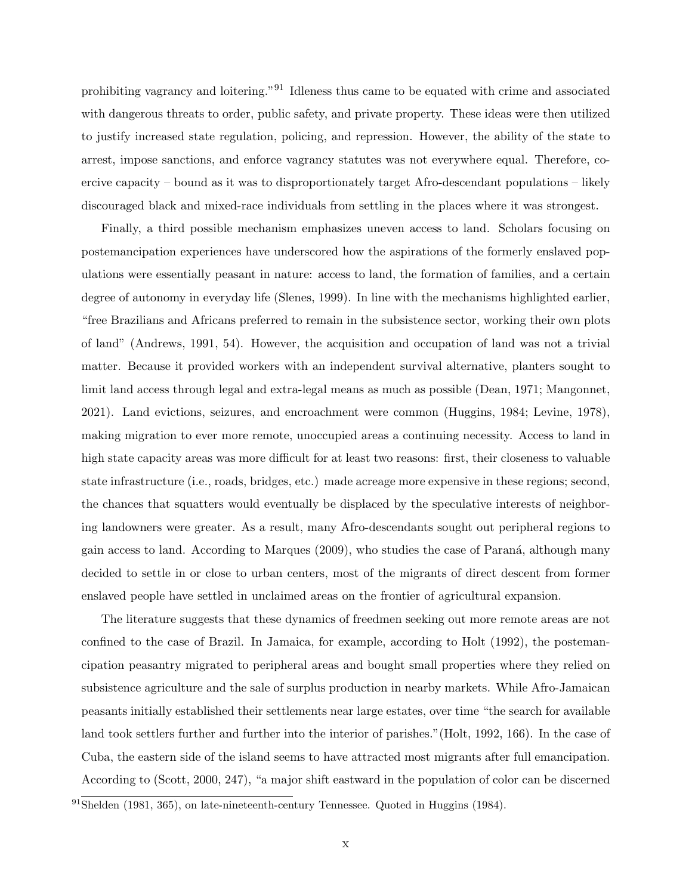prohibiting vagrancy and loitering."[91] Idleness thus came to be equated with crime and associated with dangerous threats to order, public safety, and private property. These ideas were then utilized to justify increased state regulation, policing, and repression. However, the ability of the state to arrest, impose sanctions, and enforce vagrancy statutes was not everywhere equal. Therefore, coercive capacity – bound as it was to disproportionately target Afro-descendant populations – likely discouraged black and mixed-race individuals from settling in the places where it was strongest.

Finally, a third possible mechanism emphasizes uneven access to land. Scholars focusing on postemancipation experiences have underscored how the aspirations of the formerly enslaved populations were essentially peasant in nature: access to land, the formation of families, and a certain degree of autonomy in everyday life (Slenes, 1999). In line with the mechanisms highlighted earlier, "free Brazilians and Africans preferred to remain in the subsistence sector, working their own plots of land" (Andrews, 1991, 54). However, the acquisition and occupation of land was not a trivial matter. Because it provided workers with an independent survival alternative, planters sought to limit land access through legal and extra-legal means as much as possible (Dean, 1971; Mangonnet, 2021). Land evictions, seizures, and encroachment were common (Huggins, 1984; Levine, 1978), making migration to ever more remote, unoccupied areas a continuing necessity. Access to land in high state capacity areas was more difficult for at least two reasons: first, their closeness to valuable state infrastructure (i.e., roads, bridges, etc.) made acreage more expensive in these regions; second, the chances that squatters would eventually be displaced by the speculative interests of neighboring landowners were greater. As a result, many Afro-descendants sought out peripheral regions to gain access to land. According to Marques (2009), who studies the case of Paraná, although many decided to settle in or close to urban centers, most of the migrants of direct descent from former enslaved people have settled in unclaimed areas on the frontier of agricultural expansion.

The literature suggests that these dynamics of freedmen seeking out more remote areas are not confined to the case of Brazil. In Jamaica, for example, according to Holt (1992), the postemancipation peasantry migrated to peripheral areas and bought small properties where they relied on subsistence agriculture and the sale of surplus production in nearby markets. While Afro-Jamaican peasants initially established their settlements near large estates, over time "the search for available land took settlers further and further into the interior of parishes."(Holt, 1992, 166). In the case of Cuba, the eastern side of the island seems to have attracted most migrants after full emancipation. According to (Scott, 2000, 247), "a major shift eastward in the population of color can be discerned

[91] Shelden (1981, 365), on late-nineteenth-century Tennessee. Quoted in Huggins (1984).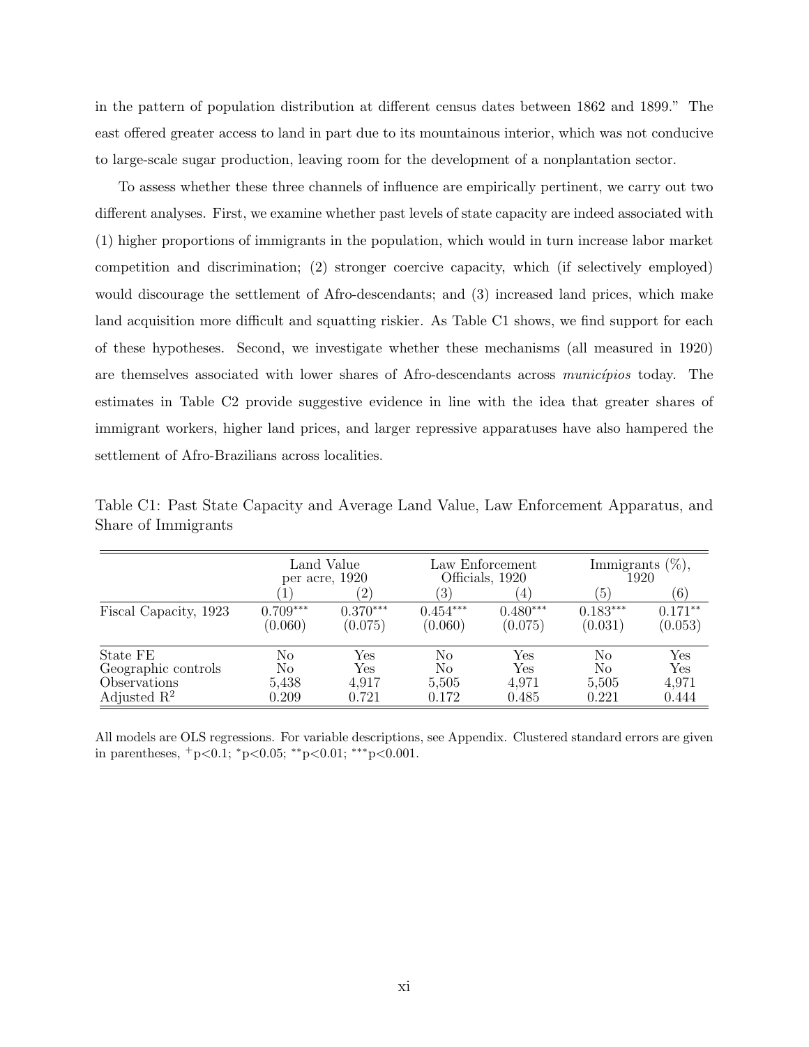in the pattern of population distribution at different census dates between 1862 and 1899." The east offered greater access to land in part due to its mountainous interior, which was not conducive to large-scale sugar production, leaving room for the development of a nonplantation sector.

To assess whether these three channels of influence are empirically pertinent, we carry out two different analyses. First, we examine whether past levels of state capacity are indeed associated with (1) higher proportions of immigrants in the population, which would in turn increase labor market competition and discrimination; (2) stronger coercive capacity, which (if selectively employed) would discourage the settlement of Afro-descendants; and (3) increased land prices, which make land acquisition more difficult and squatting riskier. As Table C1 shows, we find support for each of these hypotheses. Second, we investigate whether these mechanisms (all measured in 1920) are themselves associated with lower shares of Afro-descendants across *municípios* today. The estimates in Table C2 provide suggestive evidence in line with the idea that greater shares of immigrant workers, higher land prices, and larger repressive apparatuses have also hampered the settlement of Afro-Brazilians across localities.

Table C1: Past State Capacity and Average Land Value, Law Enforcement Apparatus, and Share of Immigrants

| | Land Value per acre, 1920 | | Law Enforcement Officials, 1920 | | Immigrants (%), 1920 | |
|---|---|---|---|---|---|---|
| | (1) | (2) | (3) | (4) | (5) | (6) |
| Fiscal Capacity, 1923 | 0.709*** | 0.370*** | 0.454*** | 0.480*** | 0.183*** | 0.171** |
| | (0.060) | (0.075) | (0.060) | (0.075) | (0.031) | (0.053) |
| State FE | No | Yes | No | Yes | No | Yes |
| Geographic controls | No | Yes | No | Yes | No | Yes |
| Observations | 5,438 | 4,917 | 5,505 | 4,971 | 5,505 | 4,971 |
| Adjusted $R^2$ | 0.209 | 0.721 | 0.172 | 0.485 | 0.221 | 0.444 |

All models are OLS regressions. For variable descriptions, see Appendix. Clustered standard errors are given in parentheses, $^+$p<0.1; *p<0.05; **p<0.01; ***p<0.001.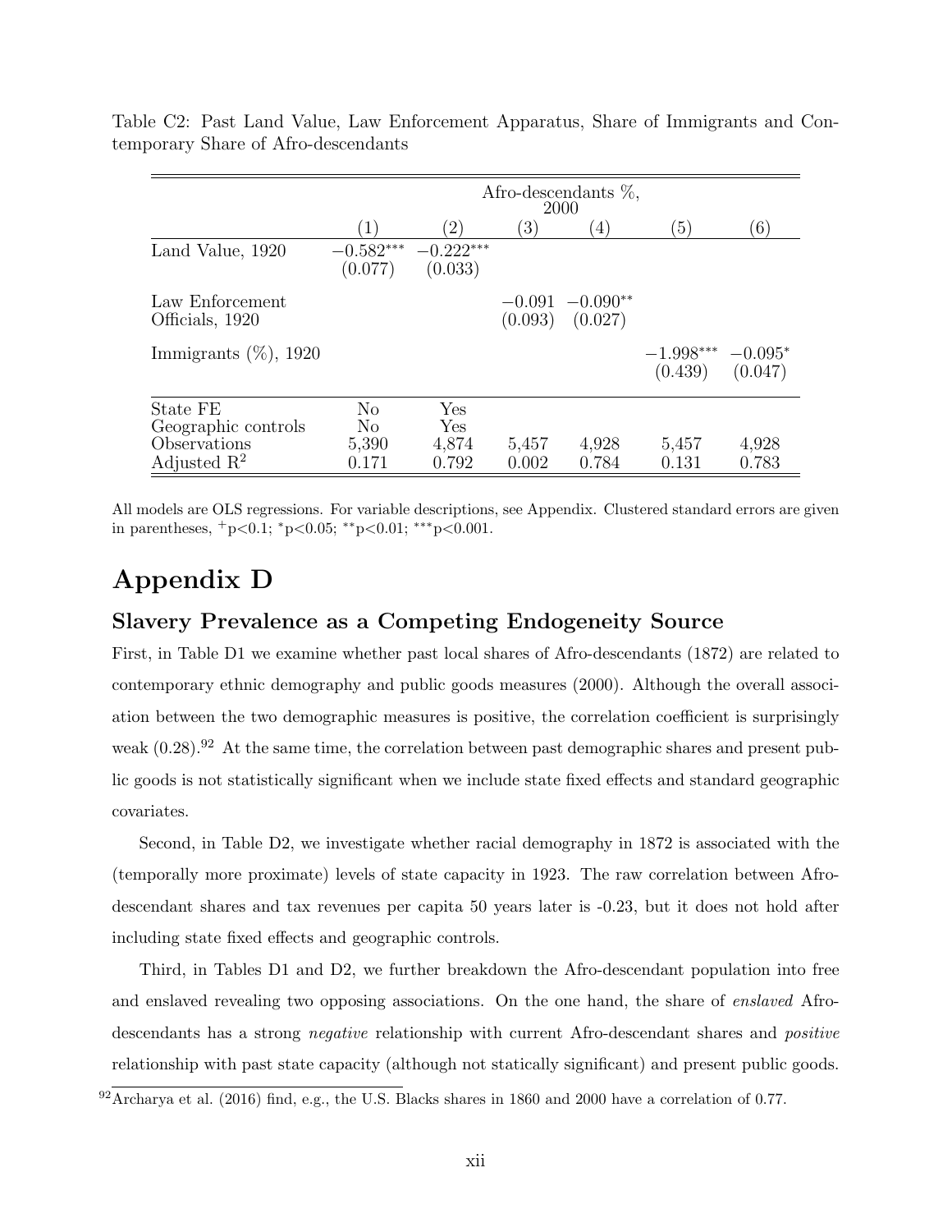Table C2: Past Land Value, Law Enforcement Apparatus, Share of Immigrants and Contemporary Share of Afro-descendants

| | Afro-descendants %, 2000 | | | | | |
|---|---|---|---|---|---|---|
| | (1) | (2) | (3) | (4) | (5) | (6) |
| Land Value, 1920 | $-0.582^{***}$ | $-0.222^{***}$ | | | | |
| | (0.077) | (0.033) | | | | |
| Law Enforcement Officials, 1920 | | | $-0.091$ | $-0.090^{**}$ | | |
| | | | (0.093) | (0.027) | | |
| Immigrants (%), 1920 | | | | | $-1.998^{***}$ | $-0.095^{*}$ |
| | | | | | (0.439) | (0.047) |
| State FE | No | Yes | | | | |
| Geographic controls | No | Yes | | | | |
| Observations | 5,390 | 4,874 | 5,457 | 4,928 | 5,457 | 4,928 |
| Adjusted $R^2$ | 0.171 | 0.792 | 0.002 | 0.784 | 0.131 | 0.783 |

All models are OLS regressions. For variable descriptions, see Appendix. Clustered standard errors are given in parentheses, $^{+}p<0.1$; $^{*}p<0.05$; $^{**}p<0.01$; $^{***}p<0.001$.

# Appendix D

## Slavery Prevalence as a Competing Endogeneity Source

First, in Table D1 we examine whether past local shares of Afro-descendants (1872) are related to contemporary ethnic demography and public goods measures (2000). Although the overall association between the two demographic measures is positive, the correlation coefficient is surprisingly weak (0.28).[92] At the same time, the correlation between past demographic shares and present public goods is not statistically significant when we include state fixed effects and standard geographic covariates.

Second, in Table D2, we investigate whether racial demography in 1872 is associated with the (temporally more proximate) levels of state capacity in 1923. The raw correlation between Afro-descendant shares and tax revenues per capita 50 years later is -0.23, but it does not hold after including state fixed effects and geographic controls.

Third, in Tables D1 and D2, we further breakdown the Afro-descendant population into free and enslaved revealing two opposing associations. On the one hand, the share of *enslaved* Afro-descendants has a strong *negative* relationship with current Afro-descendant shares and *positive* relationship with past state capacity (although not statically significant) and present public goods.

[92] Archarya et al. (2016) find, e.g., the U.S. Blacks shares in 1860 and 2000 have a correlation of 0.77.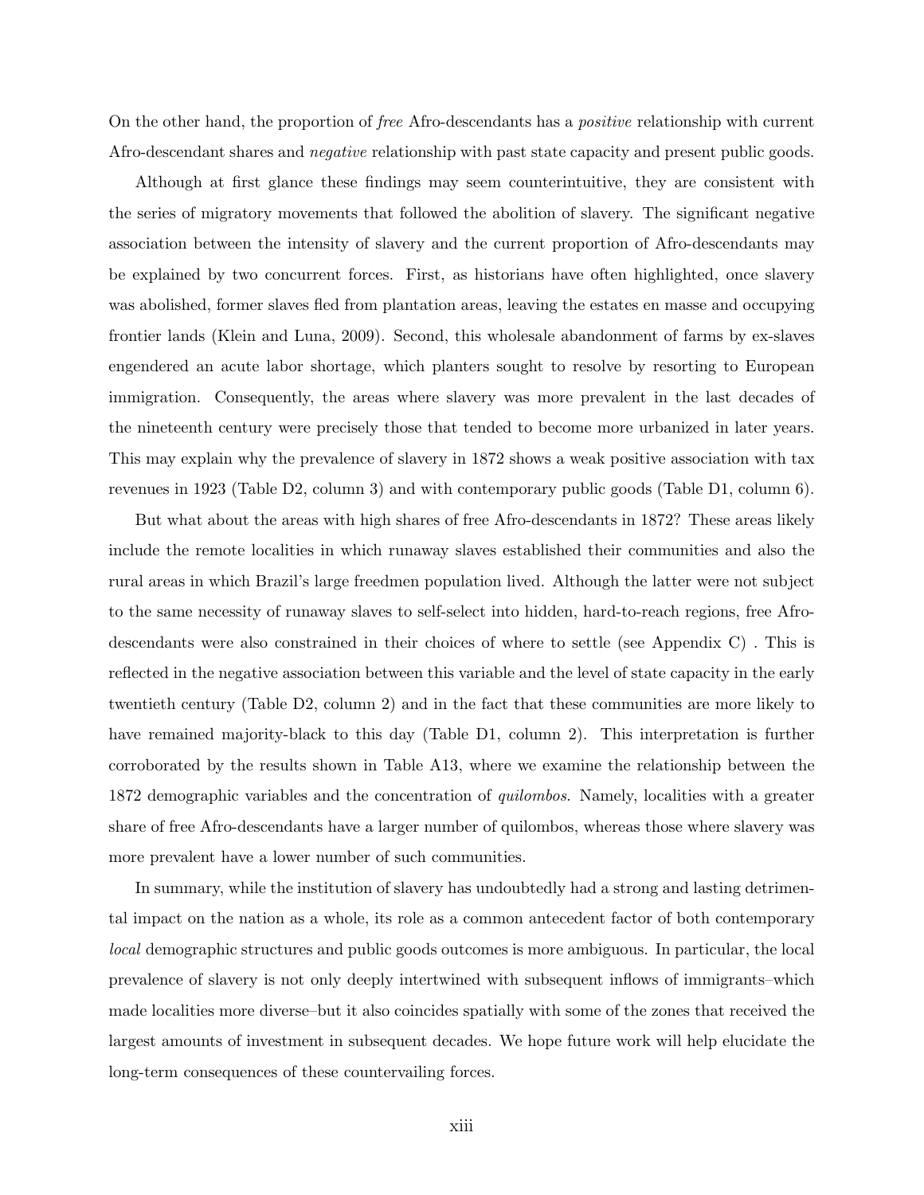On the other hand, the proportion of *free* Afro-descendants has a *positive* relationship with current Afro-descendant shares and *negative* relationship with past state capacity and present public goods.

Although at first glance these findings may seem counterintuitive, they are consistent with the series of migratory movements that followed the abolition of slavery. The significant negative association between the intensity of slavery and the current proportion of Afro-descendants may be explained by two concurrent forces. First, as historians have often highlighted, once slavery was abolished, former slaves fled from plantation areas, leaving the estates en masse and occupying frontier lands (Klein and Luna, 2009). Second, this wholesale abandonment of farms by ex-slaves engendered an acute labor shortage, which planters sought to resolve by resorting to European immigration. Consequently, the areas where slavery was more prevalent in the last decades of the nineteenth century were precisely those that tended to become more urbanized in later years. This may explain why the prevalence of slavery in 1872 shows a weak positive association with tax revenues in 1923 (Table D2, column 3) and with contemporary public goods (Table D1, column 6).

But what about the areas with high shares of free Afro-descendants in 1872? These areas likely include the remote localities in which runaway slaves established their communities and also the rural areas in which Brazil's large freedmen population lived. Although the latter were not subject to the same necessity of runaway slaves to self-select into hidden, hard-to-reach regions, free Afro-descendants were also constrained in their choices of where to settle (see Appendix C) . This is reflected in the negative association between this variable and the level of state capacity in the early twentieth century (Table D2, column 2) and in the fact that these communities are more likely to have remained majority-black to this day (Table D1, column 2). This interpretation is further corroborated by the results shown in Table A13, where we examine the relationship between the 1872 demographic variables and the concentration of *quilombos*. Namely, localities with a greater share of free Afro-descendants have a larger number of quilombos, whereas those where slavery was more prevalent have a lower number of such communities.

In summary, while the institution of slavery has undoubtedly had a strong and lasting detrimental impact on the nation as a whole, its role as a common antecedent factor of both contemporary *local* demographic structures and public goods outcomes is more ambiguous. In particular, the local prevalence of slavery is not only deeply intertwined with subsequent inflows of immigrants–which made localities more diverse–but it also coincides spatially with some of the zones that received the largest amounts of investment in subsequent decades. We hope future work will help elucidate the long-term consequences of these countervailing forces.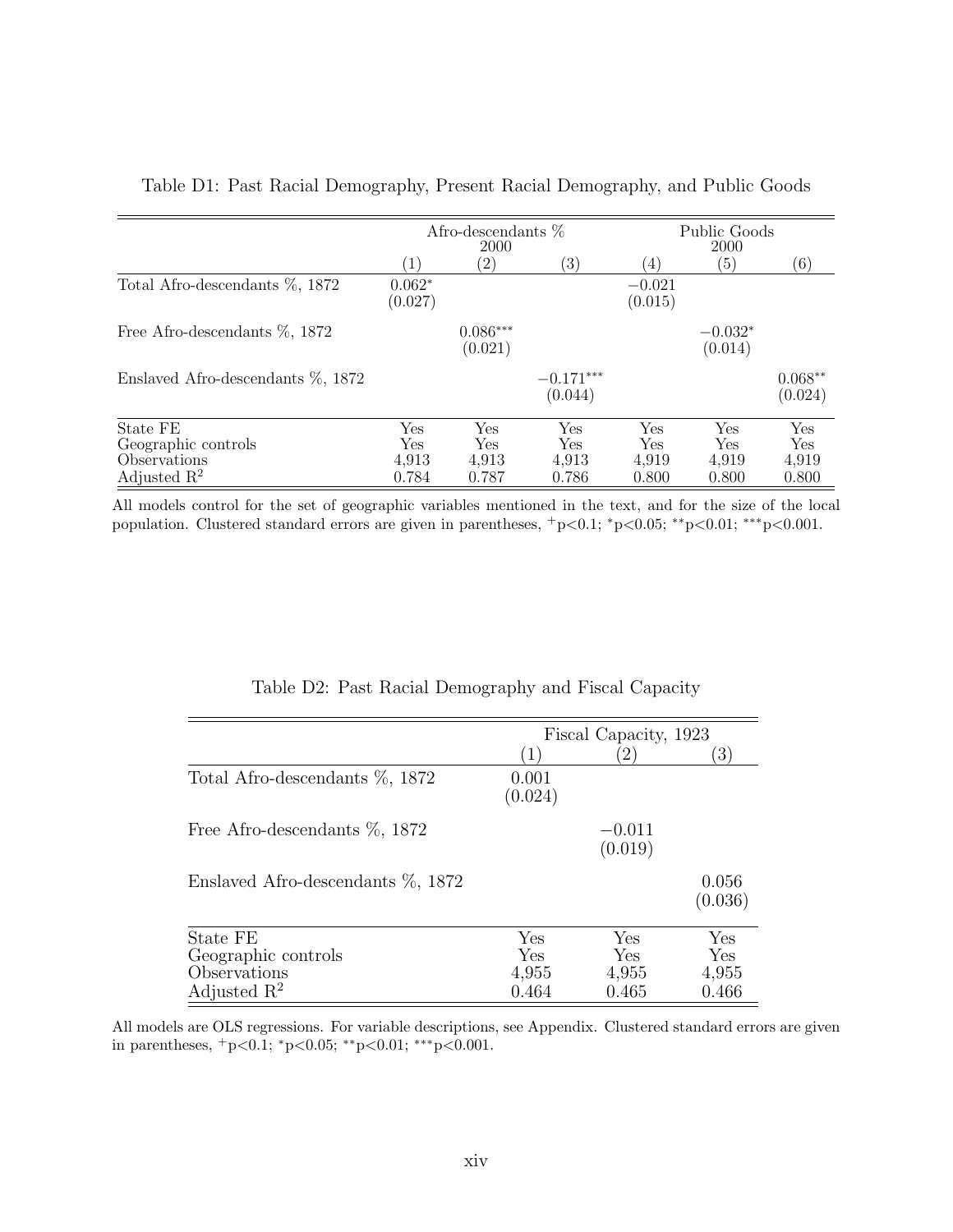Table D1: Past Racial Demography, Present Racial Demography, and Public Goods

| | Afro-descendants % 2000 | | | Public Goods 2000 | | |
|---|---|---|---|---|---|---|
| | (1) | (2) | (3) | (4) | (5) | (6) |
| Total Afro-descendants %, 1872 | $0.062^{*}$ (0.027) | | | $-0.021$ (0.015) | | |
| Free Afro-descendants %, 1872 | | $0.086^{***}$ (0.021) | | | $-0.032^{*}$ (0.014) | |
| Enslaved Afro-descendants %, 1872 | | | $-0.171^{***}$ (0.044) | | | $0.068^{**}$ (0.024) |
| State FE | Yes | Yes | Yes | Yes | Yes | Yes |
| Geographic controls | Yes | Yes | Yes | Yes | Yes | Yes |
| Observations | 4,913 | 4,913 | 4,913 | 4,919 | 4,919 | 4,919 |
| Adjusted $R^2$ | 0.784 | 0.787 | 0.786 | 0.800 | 0.800 | 0.800 |

All models control for the set of geographic variables mentioned in the text, and for the size of the local population. Clustered standard errors are given in parentheses, $^{+}p<0.1$; $^{*}p<0.05$; $^{**}p<0.01$; $^{***}p<0.001$.

Table D2: Past Racial Demography and Fiscal Capacity

| | Fiscal Capacity, 1923 | | |
|---|---|---|---|
| | (1) | (2) | (3) |
| Total Afro-descendants %, 1872 | 0.001 (0.024) | | |
| Free Afro-descendants %, 1872 | | $-0.011$ (0.019) | |
| Enslaved Afro-descendants %, 1872 | | | 0.056 (0.036) |
| State FE | Yes | Yes | Yes |
| Geographic controls | Yes | Yes | Yes |
| Observations | 4,955 | 4,955 | 4,955 |
| Adjusted $R^2$ | 0.464 | 0.465 | 0.466 |

All models are OLS regressions. For variable descriptions, see Appendix. Clustered standard errors are given in parentheses, $^{+}p<0.1$; $^{*}p<0.05$; $^{**}p<0.01$; $^{***}p<0.001$.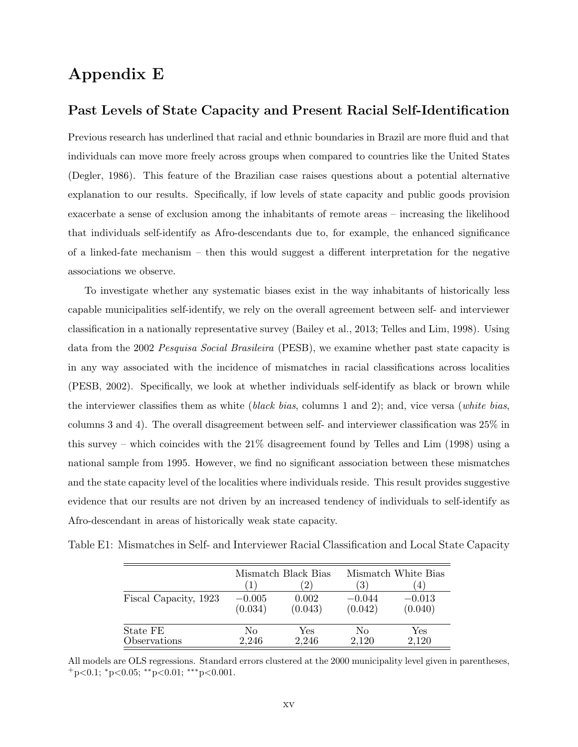# Appendix E

## Past Levels of State Capacity and Present Racial Self-Identification

Previous research has underlined that racial and ethnic boundaries in Brazil are more fluid and that individuals can move more freely across groups when compared to countries like the United States (Degler, 1986). This feature of the Brazilian case raises questions about a potential alternative explanation to our results. Specifically, if low levels of state capacity and public goods provision exacerbate a sense of exclusion among the inhabitants of remote areas – increasing the likelihood that individuals self-identify as Afro-descendants due to, for example, the enhanced significance of a linked-fate mechanism – then this would suggest a different interpretation for the negative associations we observe.

To investigate whether any systematic biases exist in the way inhabitants of historically less capable municipalities self-identify, we rely on the overall agreement between self- and interviewer classification in a nationally representative survey (Bailey et al., 2013; Telles and Lim, 1998). Using data from the 2002 *Pesquisa Social Brasileira* (PESB), we examine whether past state capacity is in any way associated with the incidence of mismatches in racial classifications across localities (PESB, 2002). Specifically, we look at whether individuals self-identify as black or brown while the interviewer classifies them as white (*black bias*, columns 1 and 2); and, vice versa (*white bias*, columns 3 and 4). The overall disagreement between self- and interviewer classification was 25% in this survey – which coincides with the 21% disagreement found by Telles and Lim (1998) using a national sample from 1995. However, we find no significant association between these mismatches and the state capacity level of the localities where individuals reside. This result provides suggestive evidence that our results are not driven by an increased tendency of individuals to self-identify as Afro-descendant in areas of historically weak state capacity.

Table E1: Mismatches in Self- and Interviewer Racial Classification and Local State Capacity

| | Mismatch Black Bias | | Mismatch White Bias | |
|---|---|---|---|---|
| | (1) | (2) | (3) | (4) |
| Fiscal Capacity, 1923 | −0.005 | 0.002 | −0.044 | −0.013 |
| | (0.034) | (0.043) | (0.042) | (0.040) |
| State FE | No | Yes | No | Yes |
| Observations | 2,246 | 2,246 | 2,120 | 2,120 |

All models are OLS regressions. Standard errors clustered at the 2000 municipality level given in parentheses, $^{+}$p<0.1; $^{*}$p<0.05; $^{**}$p<0.01; $^{***}$p<0.001.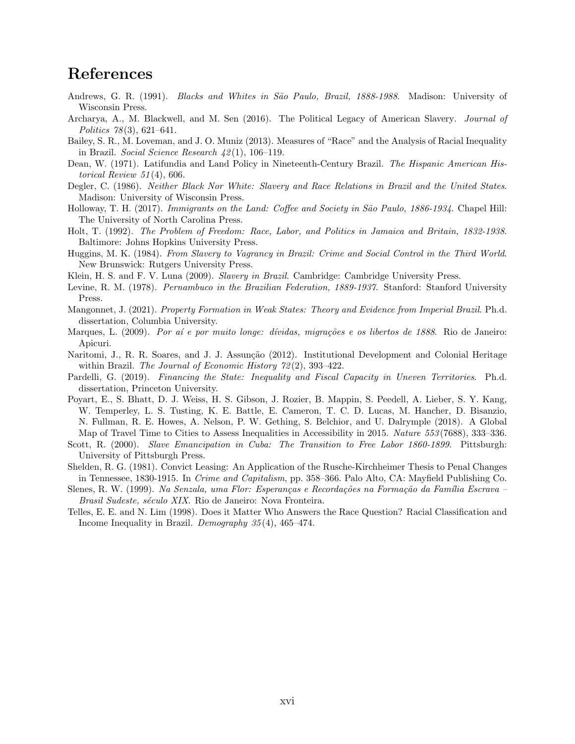# References

Andrews, G. R. (1991). *Blacks and Whites in São Paulo, Brazil, 1888-1988*. Madison: University of Wisconsin Press.

Archarya, A., M. Blackwell, and M. Sen (2016). The Political Legacy of American Slavery. *Journal of Politics 78*(3), 621–641.

Bailey, S. R., M. Loveman, and J. O. Muniz (2013). Measures of "Race" and the Analysis of Racial Inequality in Brazil. *Social Science Research 42*(1), 106–119.

Dean, W. (1971). Latifundia and Land Policy in Nineteenth-Century Brazil. *The Hispanic American Historical Review 51*(4), 606.

Degler, C. (1986). *Neither Black Nor White: Slavery and Race Relations in Brazil and the United States*. Madison: University of Wisconsin Press.

Holloway, T. H. (2017). *Immigrants on the Land: Coffee and Society in São Paulo, 1886-1934*. Chapel Hill: The University of North Carolina Press.

Holt, T. (1992). *The Problem of Freedom: Race, Labor, and Politics in Jamaica and Britain, 1832-1938*. Baltimore: Johns Hopkins University Press.

Huggins, M. K. (1984). *From Slavery to Vagrancy in Brazil: Crime and Social Control in the Third World*. New Brunswick: Rutgers University Press.

Klein, H. S. and F. V. Luna (2009). *Slavery in Brazil*. Cambridge: Cambridge University Press.

Levine, R. M. (1978). *Pernambuco in the Brazilian Federation, 1889-1937*. Stanford: Stanford University Press.

Mangonnet, J. (2021). *Property Formation in Weak States: Theory and Evidence from Imperial Brazil*. Ph.d. dissertation, Columbia University.

Marques, L. (2009). *Por aí e por muito longe: dívidas, migrações e os libertos de 1888*. Rio de Janeiro: Apicuri.

Naritomi, J., R. R. Soares, and J. J. Assunção (2012). Institutional Development and Colonial Heritage within Brazil. *The Journal of Economic History 72*(2), 393–422.

Pardelli, G. (2019). *Financing the State: Inequality and Fiscal Capacity in Uneven Territories*. Ph.d. dissertation, Princeton University.

Poyart, E., S. Bhatt, D. J. Weiss, H. S. Gibson, J. Rozier, B. Mappin, S. Peedell, A. Lieber, S. Y. Kang, W. Temperley, L. S. Tusting, K. E. Battle, E. Cameron, T. C. D. Lucas, M. Hancher, D. Bisanzio, N. Fullman, R. E. Howes, A. Nelson, P. W. Gething, S. Belchior, and U. Dalrymple (2018). A Global Map of Travel Time to Cities to Assess Inequalities in Accessibility in 2015. *Nature 553*(7688), 333–336.

Scott, R. (2000). *Slave Emancipation in Cuba: The Transition to Free Labor 1860-1899*. Pittsburgh: University of Pittsburgh Press.

Shelden, R. G. (1981). Convict Leasing: An Application of the Rusche-Kirchheimer Thesis to Penal Changes in Tennessee, 1830-1915. In *Crime and Capitalism*, pp. 358–366. Palo Alto, CA: Mayfield Publishing Co.

Slenes, R. W. (1999). *Na Senzala, uma Flor: Esperanças e Recordações na Formação da Família Escrava – Brasil Sudeste, século XIX*. Rio de Janeiro: Nova Fronteira.

Telles, E. E. and N. Lim (1998). Does it Matter Who Answers the Race Question? Racial Classification and Income Inequality in Brazil. *Demography 35*(4), 465–474.